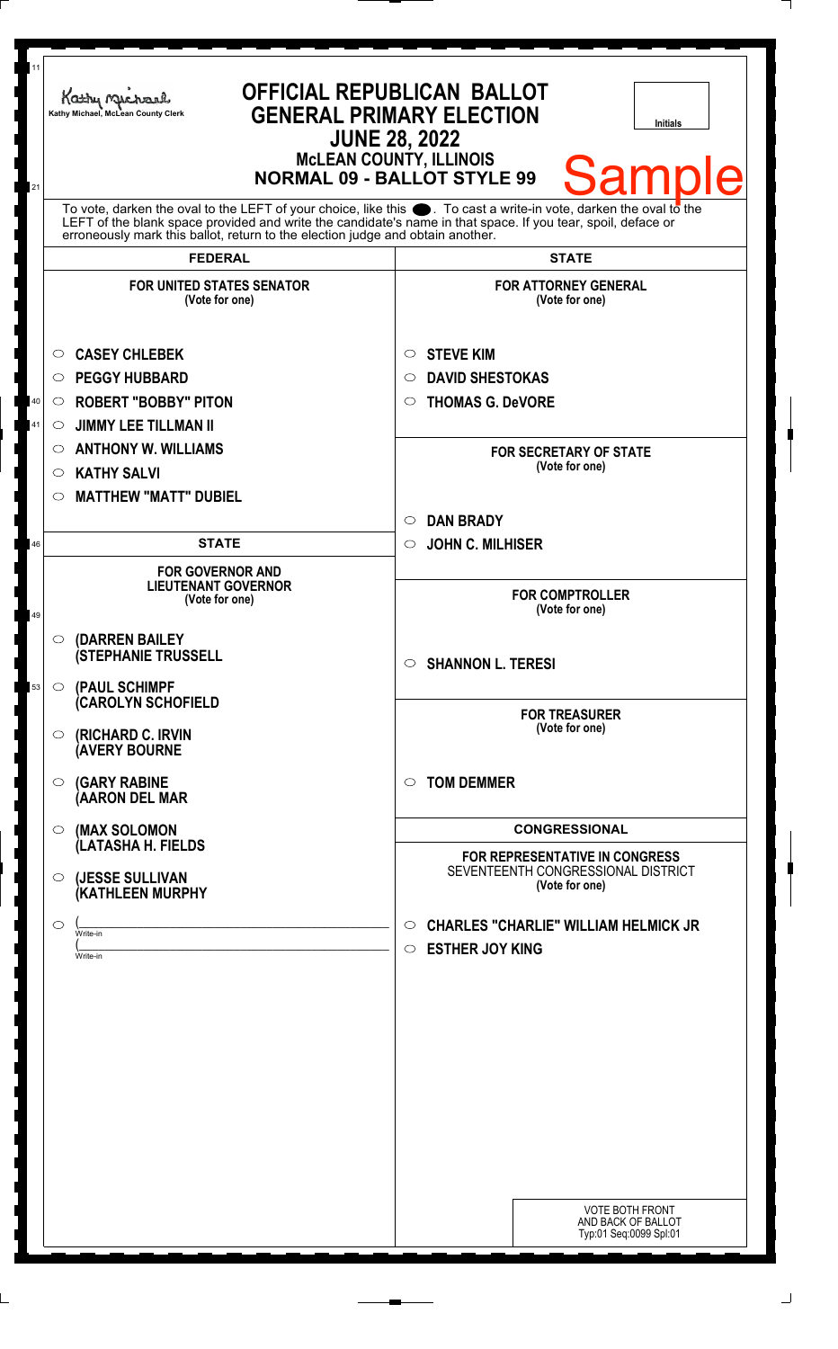Kathy Michael, McLean County Clerk

# OFFICIAL REPUBLICAN BALLOT
## GENERAL PRIMARY ELECTION
## JUNE 28, 2022
### McLEAN COUNTY, ILLINOIS
### NORMAL 09 - BALLOT STYLE 99

Initials

Sample

To vote, darken the oval to the LEFT of your choice, like this ●. To cast a write-in vote, darken the oval to the LEFT of the blank space provided and write the candidate's name in that space. If you tear, spoil, deface or erroneously mark this ballot, return to the election judge and obtain another.

## FEDERAL

**FOR UNITED STATES SENATOR**
(Vote for one)

- ○ CASEY CHLEBEK
- ○ PEGGY HUBBARD
- ○ ROBERT "BOBBY" PITON
- ○ JIMMY LEE TILLMAN II
- ○ ANTHONY W. WILLIAMS
- ○ KATHY SALVI
- ○ MATTHEW "MATT" DUBIEL

## STATE

**FOR GOVERNOR AND LIEUTENANT GOVERNOR**
(Vote for one)

- ○ (DARREN BAILEY (STEPHANIE TRUSSELL
- ○ (PAUL SCHIMPF (CAROLYN SCHOFIELD
- ○ (RICHARD C. IRVIN (AVERY BOURNE
- ○ (GARY RABINE (AARON DEL MAR
- ○ (MAX SOLOMON (LATASHA H. FIELDS
- ○ (JESSE SULLIVAN (KATHLEEN MURPHY
- ○ (\_\_\_\_\_\_\_\_\_\_ Write-in (\_\_\_\_\_\_\_\_\_\_ Write-in

## STATE

**FOR ATTORNEY GENERAL**
(Vote for one)

- ○ STEVE KIM
- ○ DAVID SHESTOKAS
- ○ THOMAS G. DeVORE

**FOR SECRETARY OF STATE**
(Vote for one)

- ○ DAN BRADY
- ○ JOHN C. MILHISER

**FOR COMPTROLLER**
(Vote for one)

- ○ SHANNON L. TERESI

**FOR TREASURER**
(Vote for one)

- ○ TOM DEMMER

## CONGRESSIONAL

**FOR REPRESENTATIVE IN CONGRESS**
SEVENTEENTH CONGRESSIONAL DISTRICT
(Vote for one)

- ○ CHARLES "CHARLIE" WILLIAM HELMICK JR
- ○ ESTHER JOY KING

VOTE BOTH FRONT AND BACK OF BALLOT
Typ:01 Seq:0099 Spl:01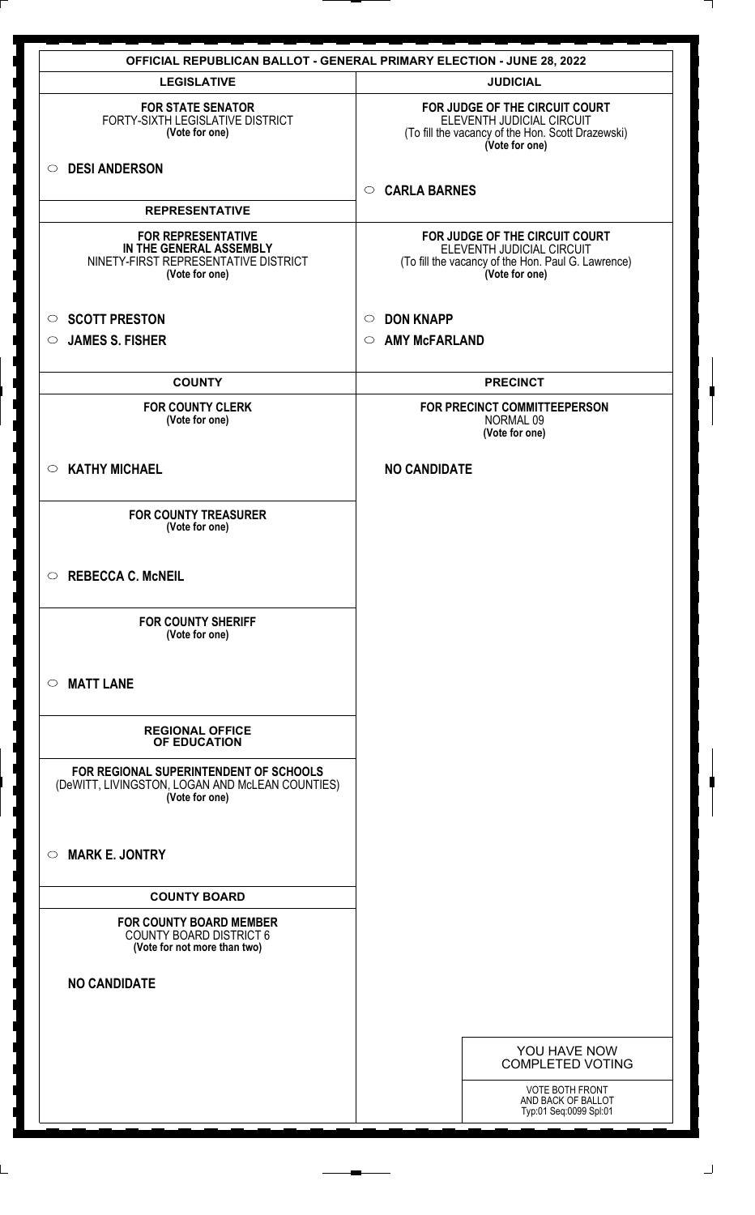# OFFICIAL REPUBLICAN BALLOT - GENERAL PRIMARY ELECTION - JUNE 28, 2022

## LEGISLATIVE

**FOR STATE SENATOR**
FORTY-SIXTH LEGISLATIVE DISTRICT
**(Vote for one)**

○ **DESI ANDERSON**

## REPRESENTATIVE

**FOR REPRESENTATIVE IN THE GENERAL ASSEMBLY**
NINETY-FIRST REPRESENTATIVE DISTRICT
**(Vote for one)**

○ **SCOTT PRESTON**
○ **JAMES S. FISHER**

## COUNTY

**FOR COUNTY CLERK**
**(Vote for one)**

○ **KATHY MICHAEL**

**FOR COUNTY TREASURER**
**(Vote for one)**

○ **REBECCA C. McNEIL**

**FOR COUNTY SHERIFF**
**(Vote for one)**

○ **MATT LANE**

## REGIONAL OFFICE OF EDUCATION

**FOR REGIONAL SUPERINTENDENT OF SCHOOLS**
(DeWITT, LIVINGSTON, LOGAN AND McLEAN COUNTIES)
**(Vote for one)**

○ **MARK E. JONTRY**

## COUNTY BOARD

**FOR COUNTY BOARD MEMBER**
COUNTY BOARD DISTRICT 6
**(Vote for not more than two)**

**NO CANDIDATE**

## JUDICIAL

**FOR JUDGE OF THE CIRCUIT COURT**
ELEVENTH JUDICIAL CIRCUIT
(To fill the vacancy of the Hon. Scott Drazewski)
**(Vote for one)**

○ **CARLA BARNES**

**FOR JUDGE OF THE CIRCUIT COURT**
ELEVENTH JUDICIAL CIRCUIT
(To fill the vacancy of the Hon. Paul G. Lawrence)
**(Vote for one)**

○ **DON KNAPP**
○ **AMY McFARLAND**

## PRECINCT

**FOR PRECINCT COMMITTEEPERSON**
NORMAL 09
**(Vote for one)**

**NO CANDIDATE**

YOU HAVE NOW COMPLETED VOTING

VOTE BOTH FRONT AND BACK OF BALLOT
Typ:01 Seq:0099 Spl:01